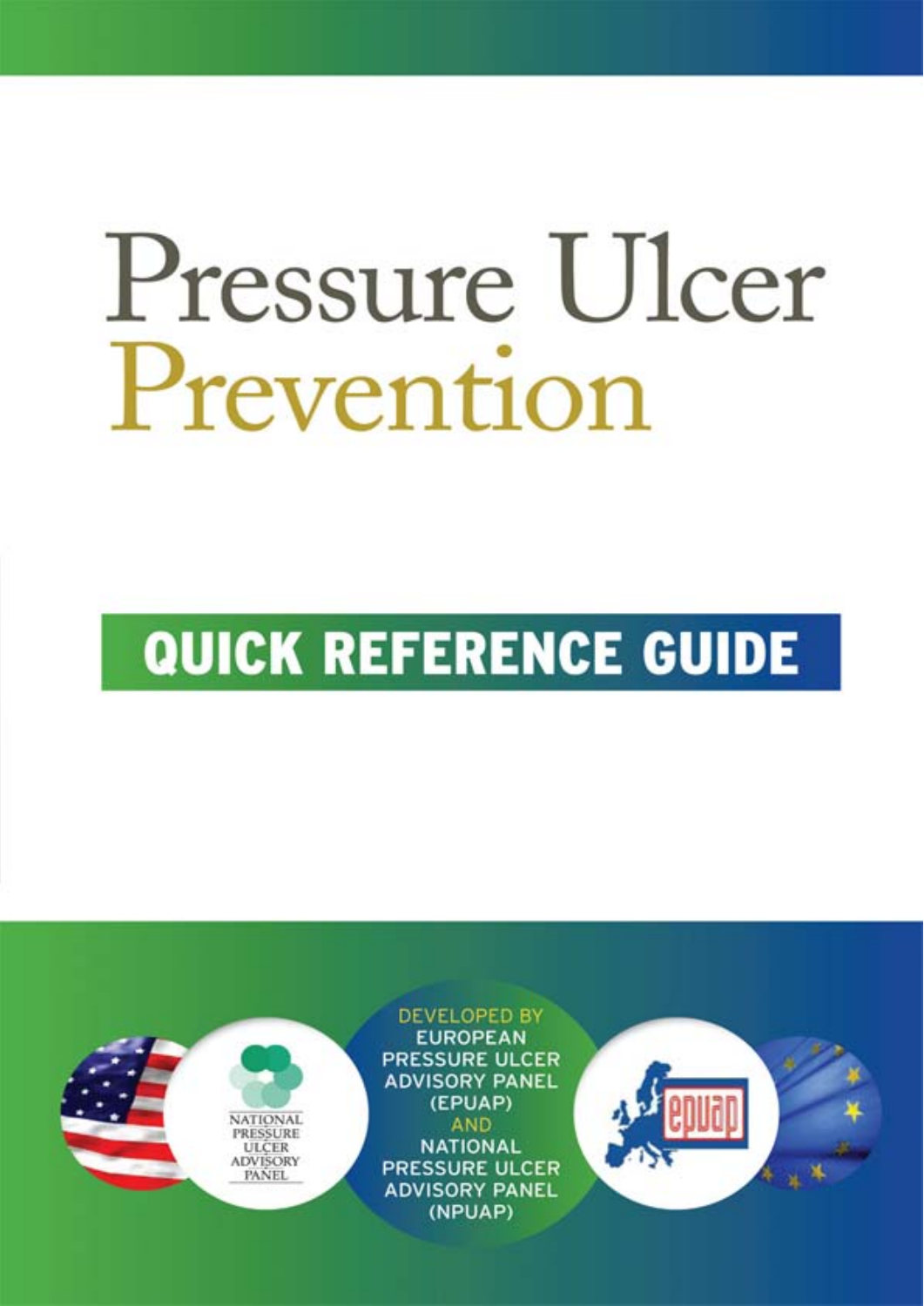# Pressure Ulcer Prevention

## QUICK REFERENCE GUIDE

NATIONAL PRESSURE ULCER ADVISORY PANEL

DEVELOPED BY
EUROPEAN PRESSURE ULCER ADVISORY PANEL (EPUAP)
AND
NATIONAL PRESSURE ULCER ADVISORY PANEL (NPUAP)

epuap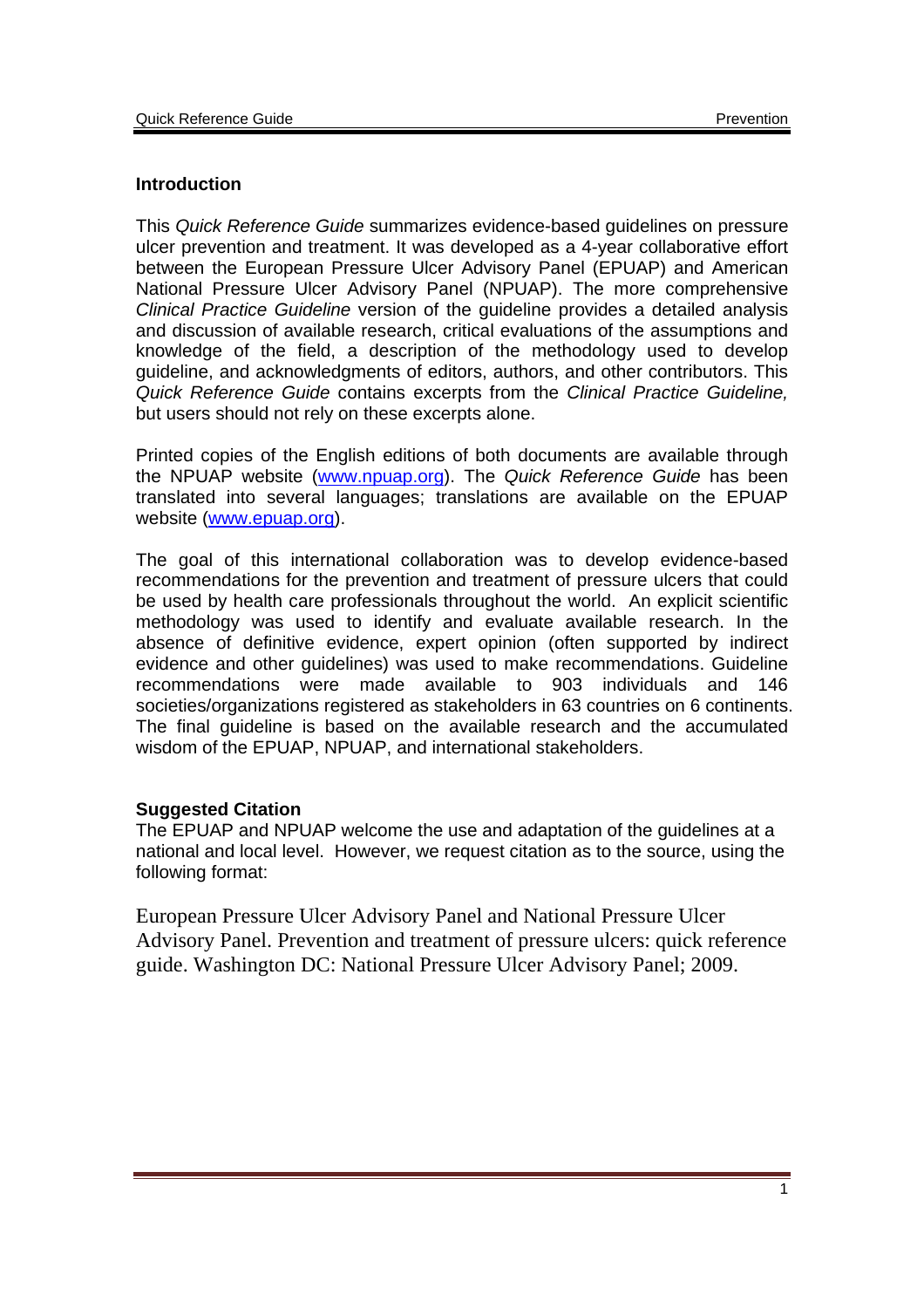## Introduction

This *Quick Reference Guide* summarizes evidence-based guidelines on pressure ulcer prevention and treatment. It was developed as a 4-year collaborative effort between the European Pressure Ulcer Advisory Panel (EPUAP) and American National Pressure Ulcer Advisory Panel (NPUAP). The more comprehensive *Clinical Practice Guideline* version of the guideline provides a detailed analysis and discussion of available research, critical evaluations of the assumptions and knowledge of the field, a description of the methodology used to develop guideline, and acknowledgments of editors, authors, and other contributors. This *Quick Reference Guide* contains excerpts from the *Clinical Practice Guideline,* but users should not rely on these excerpts alone.

Printed copies of the English editions of both documents are available through the NPUAP website (www.npuap.org). The *Quick Reference Guide* has been translated into several languages; translations are available on the EPUAP website (www.epuap.org).

The goal of this international collaboration was to develop evidence-based recommendations for the prevention and treatment of pressure ulcers that could be used by health care professionals throughout the world. An explicit scientific methodology was used to identify and evaluate available research. In the absence of definitive evidence, expert opinion (often supported by indirect evidence and other guidelines) was used to make recommendations. Guideline recommendations were made available to 903 individuals and 146 societies/organizations registered as stakeholders in 63 countries on 6 continents. The final guideline is based on the available research and the accumulated wisdom of the EPUAP, NPUAP, and international stakeholders.

## Suggested Citation

The EPUAP and NPUAP welcome the use and adaptation of the guidelines at a national and local level. However, we request citation as to the source, using the following format:

European Pressure Ulcer Advisory Panel and National Pressure Ulcer Advisory Panel. Prevention and treatment of pressure ulcers: quick reference guide. Washington DC: National Pressure Ulcer Advisory Panel; 2009.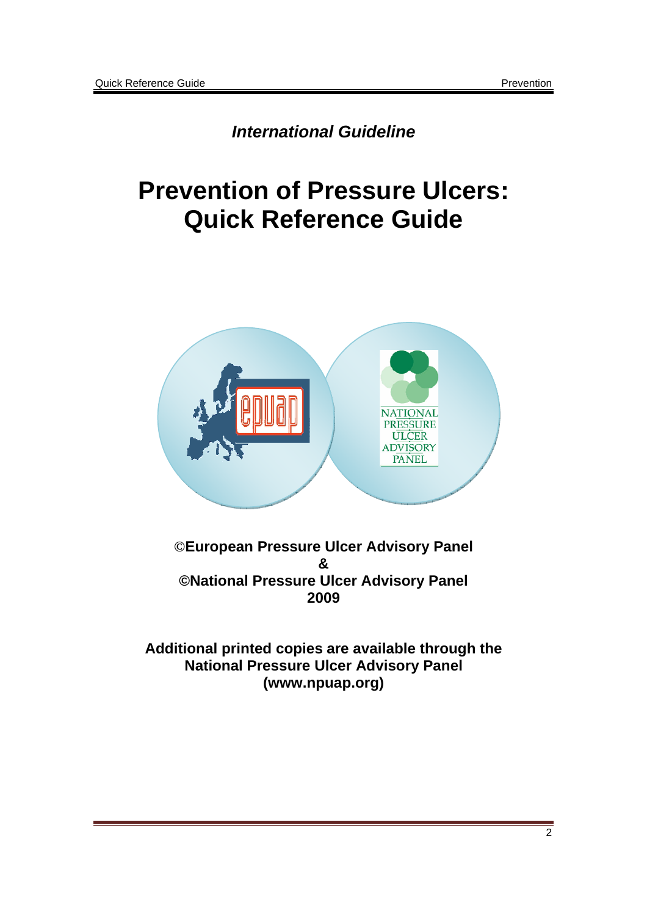*International Guideline*

# Prevention of Pressure Ulcers: Quick Reference Guide

**©European Pressure Ulcer Advisory Panel**
**&**
**©National Pressure Ulcer Advisory Panel**
**2009**

**Additional printed copies are available through the National Pressure Ulcer Advisory Panel (www.npuap.org)**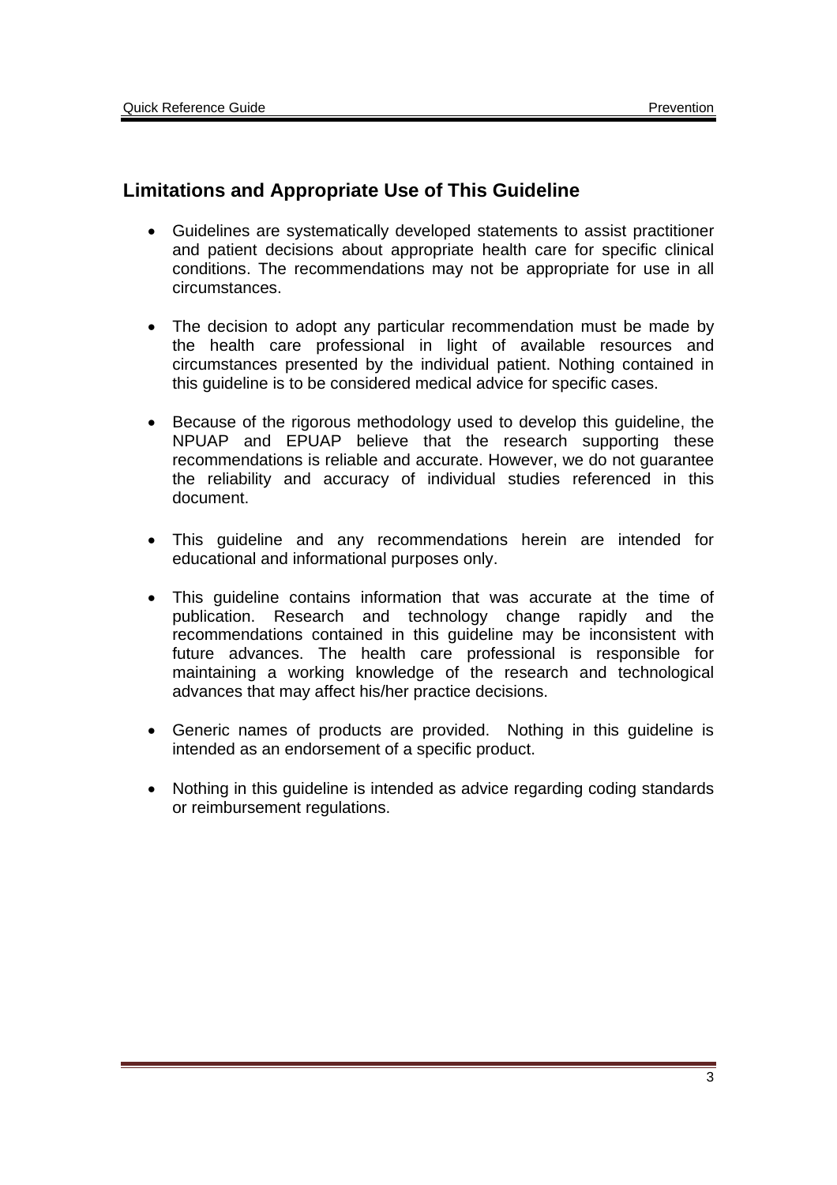## Limitations and Appropriate Use of This Guideline

- Guidelines are systematically developed statements to assist practitioner and patient decisions about appropriate health care for specific clinical conditions. The recommendations may not be appropriate for use in all circumstances.
- The decision to adopt any particular recommendation must be made by the health care professional in light of available resources and circumstances presented by the individual patient. Nothing contained in this guideline is to be considered medical advice for specific cases.
- Because of the rigorous methodology used to develop this guideline, the NPUAP and EPUAP believe that the research supporting these recommendations is reliable and accurate. However, we do not guarantee the reliability and accuracy of individual studies referenced in this document.
- This guideline and any recommendations herein are intended for educational and informational purposes only.
- This guideline contains information that was accurate at the time of publication. Research and technology change rapidly and the recommendations contained in this guideline may be inconsistent with future advances. The health care professional is responsible for maintaining a working knowledge of the research and technological advances that may affect his/her practice decisions.
- Generic names of products are provided. Nothing in this guideline is intended as an endorsement of a specific product.
- Nothing in this guideline is intended as advice regarding coding standards or reimbursement regulations.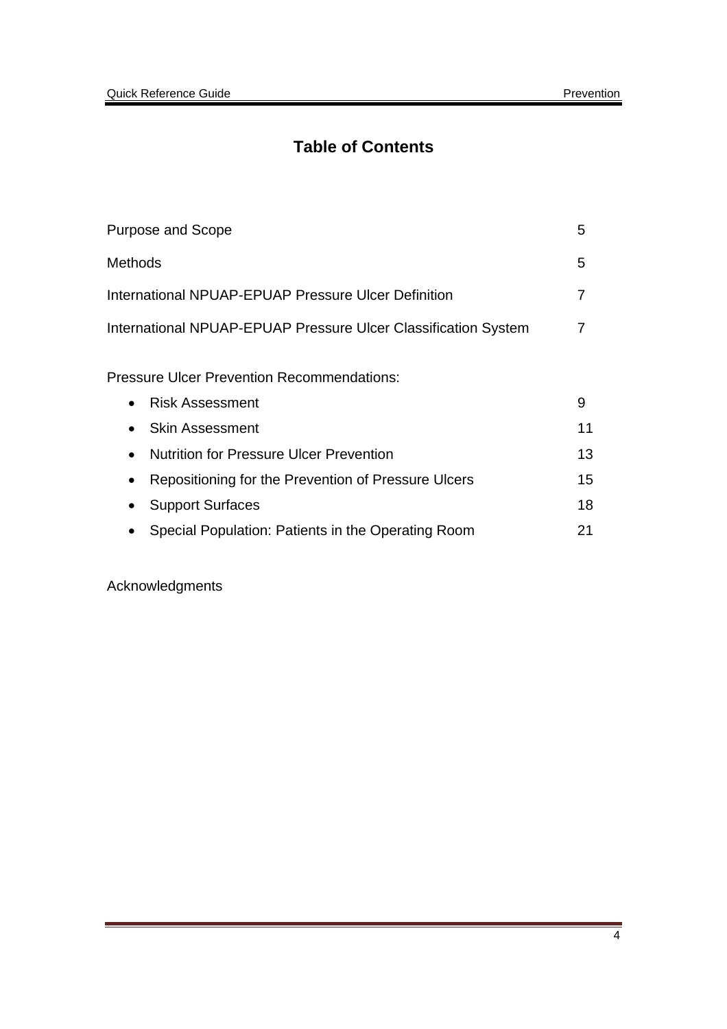# Table of Contents

| | |
|---|---|
| Purpose and Scope | 5 |
| Methods | 5 |
| International NPUAP-EPUAP Pressure Ulcer Definition | 7 |
| International NPUAP-EPUAP Pressure Ulcer Classification System | 7 |

Pressure Ulcer Prevention Recommendations:

| | |
|---|---|
| • Risk Assessment | 9 |
| • Skin Assessment | 11 |
| • Nutrition for Pressure Ulcer Prevention | 13 |
| • Repositioning for the Prevention of Pressure Ulcers | 15 |
| • Support Surfaces | 18 |
| • Special Population: Patients in the Operating Room | 21 |

Acknowledgments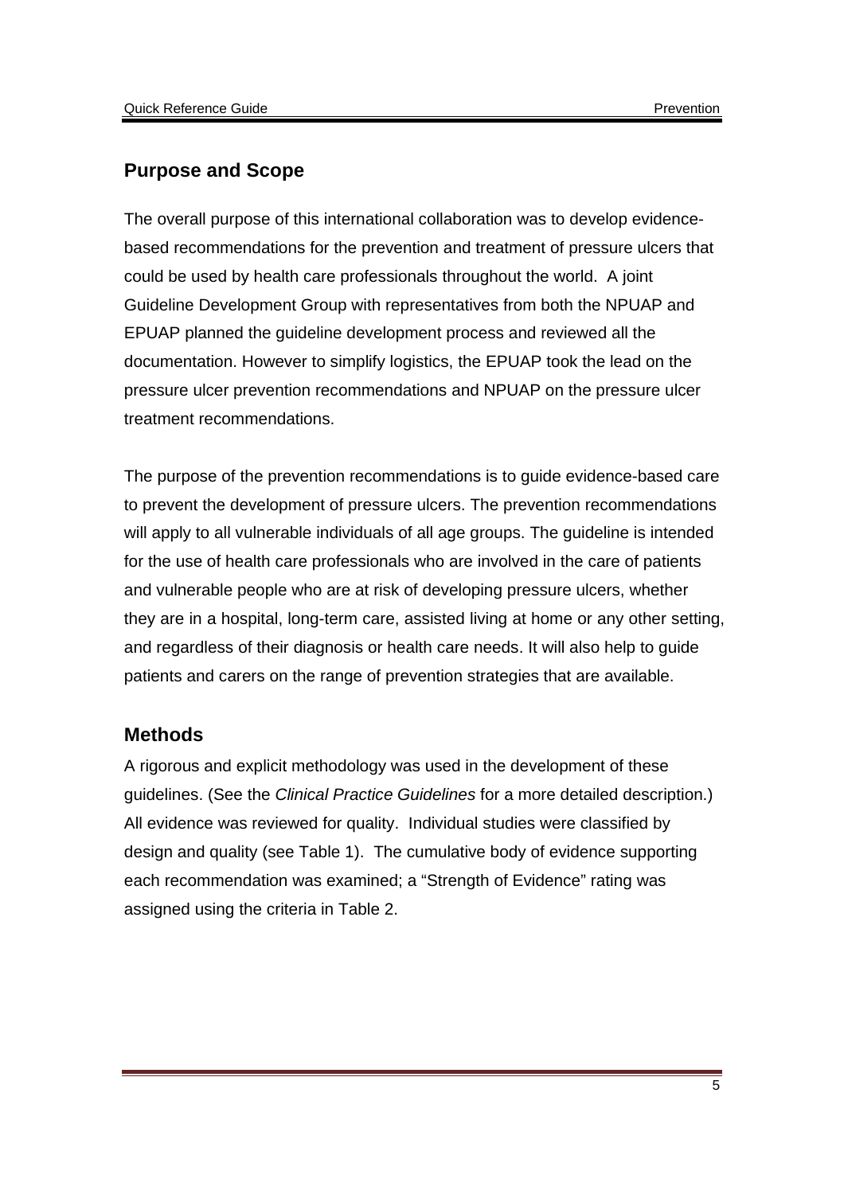## Purpose and Scope

The overall purpose of this international collaboration was to develop evidence-based recommendations for the prevention and treatment of pressure ulcers that could be used by health care professionals throughout the world. A joint Guideline Development Group with representatives from both the NPUAP and EPUAP planned the guideline development process and reviewed all the documentation. However to simplify logistics, the EPUAP took the lead on the pressure ulcer prevention recommendations and NPUAP on the pressure ulcer treatment recommendations.

The purpose of the prevention recommendations is to guide evidence-based care to prevent the development of pressure ulcers. The prevention recommendations will apply to all vulnerable individuals of all age groups. The guideline is intended for the use of health care professionals who are involved in the care of patients and vulnerable people who are at risk of developing pressure ulcers, whether they are in a hospital, long-term care, assisted living at home or any other setting, and regardless of their diagnosis or health care needs. It will also help to guide patients and carers on the range of prevention strategies that are available.

## Methods

A rigorous and explicit methodology was used in the development of these guidelines. (See the *Clinical Practice Guidelines* for a more detailed description.) All evidence was reviewed for quality. Individual studies were classified by design and quality (see Table 1). The cumulative body of evidence supporting each recommendation was examined; a "Strength of Evidence" rating was assigned using the criteria in Table 2.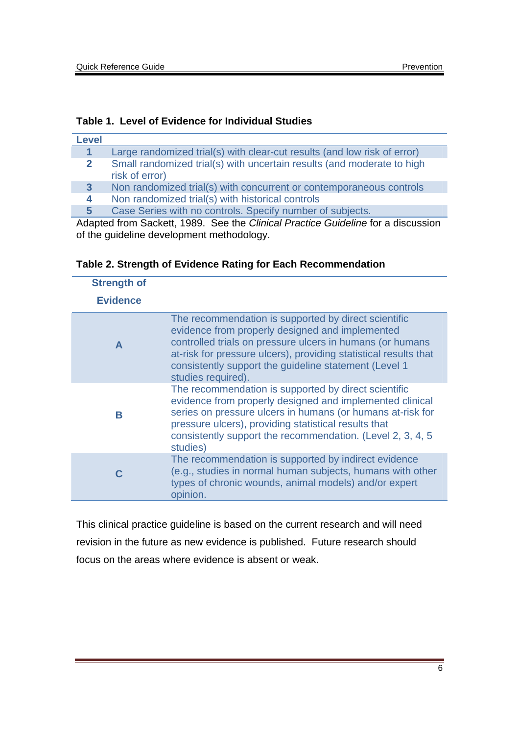**Table 1. Level of Evidence for Individual Studies**

| Level | |
|---|---|
| 1 | Large randomized trial(s) with clear-cut results (and low risk of error) |
| 2 | Small randomized trial(s) with uncertain results (and moderate to high risk of error) |
| 3 | Non randomized trial(s) with concurrent or contemporaneous controls |
| 4 | Non randomized trial(s) with historical controls |
| 5 | Case Series with no controls. Specify number of subjects. |

Adapted from Sackett, 1989. See the *Clinical Practice Guideline* for a discussion of the guideline development methodology.

**Table 2. Strength of Evidence Rating for Each Recommendation**

| Strength of Evidence | |
|---|---|
| A | The recommendation is supported by direct scientific evidence from properly designed and implemented controlled trials on pressure ulcers in humans (or humans at-risk for pressure ulcers), providing statistical results that consistently support the guideline statement (Level 1 studies required). |
| B | The recommendation is supported by direct scientific evidence from properly designed and implemented clinical series on pressure ulcers in humans (or humans at-risk for pressure ulcers), providing statistical results that consistently support the recommendation. (Level 2, 3, 4, 5 studies) |
| C | The recommendation is supported by indirect evidence (e.g., studies in normal human subjects, humans with other types of chronic wounds, animal models) and/or expert opinion. |

This clinical practice guideline is based on the current research and will need revision in the future as new evidence is published. Future research should focus on the areas where evidence is absent or weak.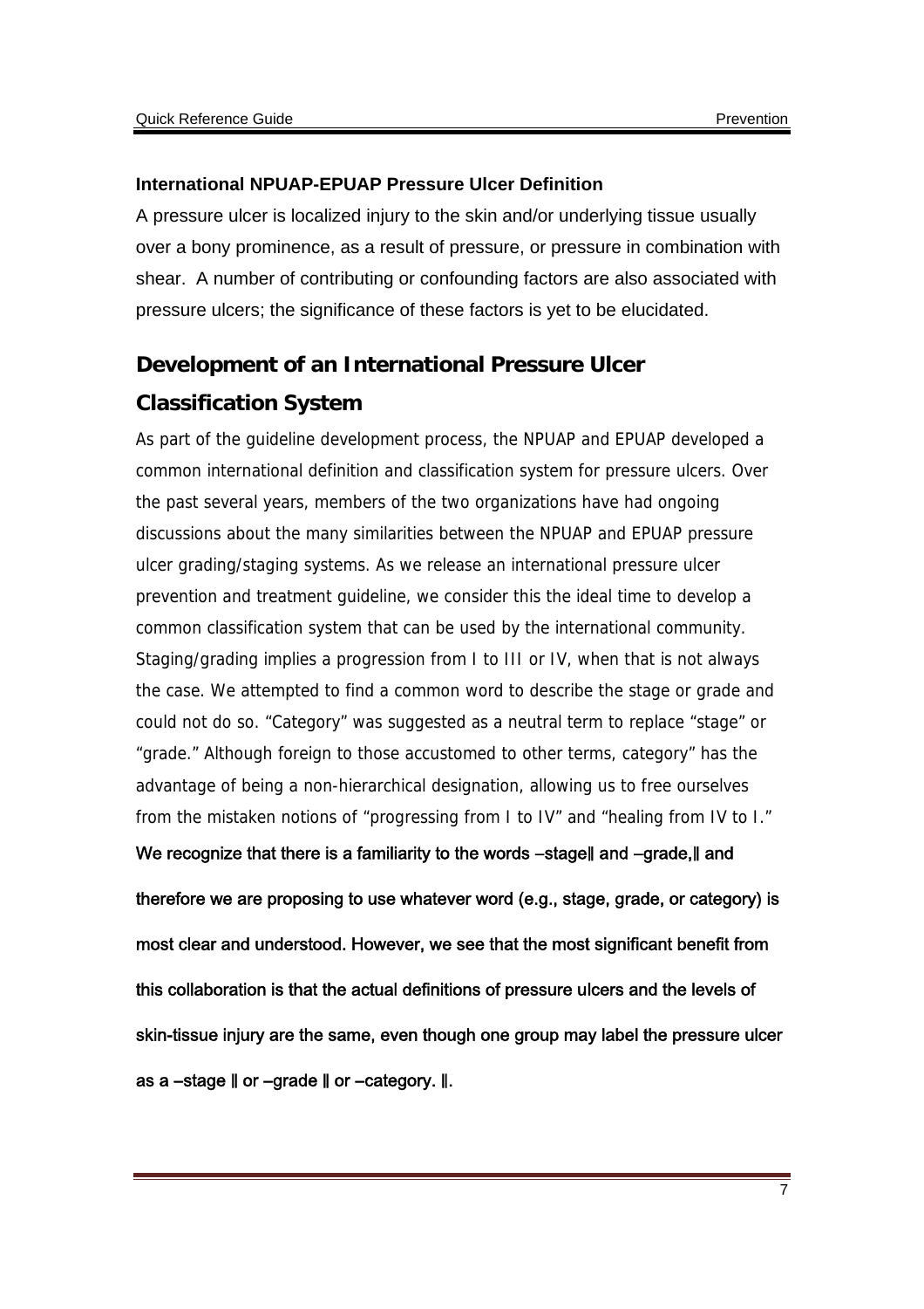**International NPUAP-EPUAP Pressure Ulcer Definition**

A pressure ulcer is localized injury to the skin and/or underlying tissue usually over a bony prominence, as a result of pressure, or pressure in combination with shear. A number of contributing or confounding factors are also associated with pressure ulcers; the significance of these factors is yet to be elucidated.

## Development of an International Pressure Ulcer Classification System

As part of the guideline development process, the NPUAP and EPUAP developed a common international definition and classification system for pressure ulcers. Over the past several years, members of the two organizations have had ongoing discussions about the many similarities between the NPUAP and EPUAP pressure ulcer grading/staging systems. As we release an international pressure ulcer prevention and treatment guideline, we consider this the ideal time to develop a common classification system that can be used by the international community. Staging/grading implies a progression from I to III or IV, when that is not always the case. We attempted to find a common word to describe the stage or grade and could not do so. "Category" was suggested as a neutral term to replace "stage" or "grade." Although foreign to those accustomed to other terms, category" has the advantage of being a non-hierarchical designation, allowing us to free ourselves from the mistaken notions of "progressing from I to IV" and "healing from IV to I."

**We recognize that there is a familiarity to the words ―stage‖ and ―grade,‖ and therefore we are proposing to use whatever word (e.g., stage, grade, or category) is most clear and understood. However, we see that the most significant benefit from this collaboration is that the actual definitions of pressure ulcers and the levels of skin-tissue injury are the same, even though one group may label the pressure ulcer as a ―stage ‖ or ―grade ‖ or ―category. ‖.**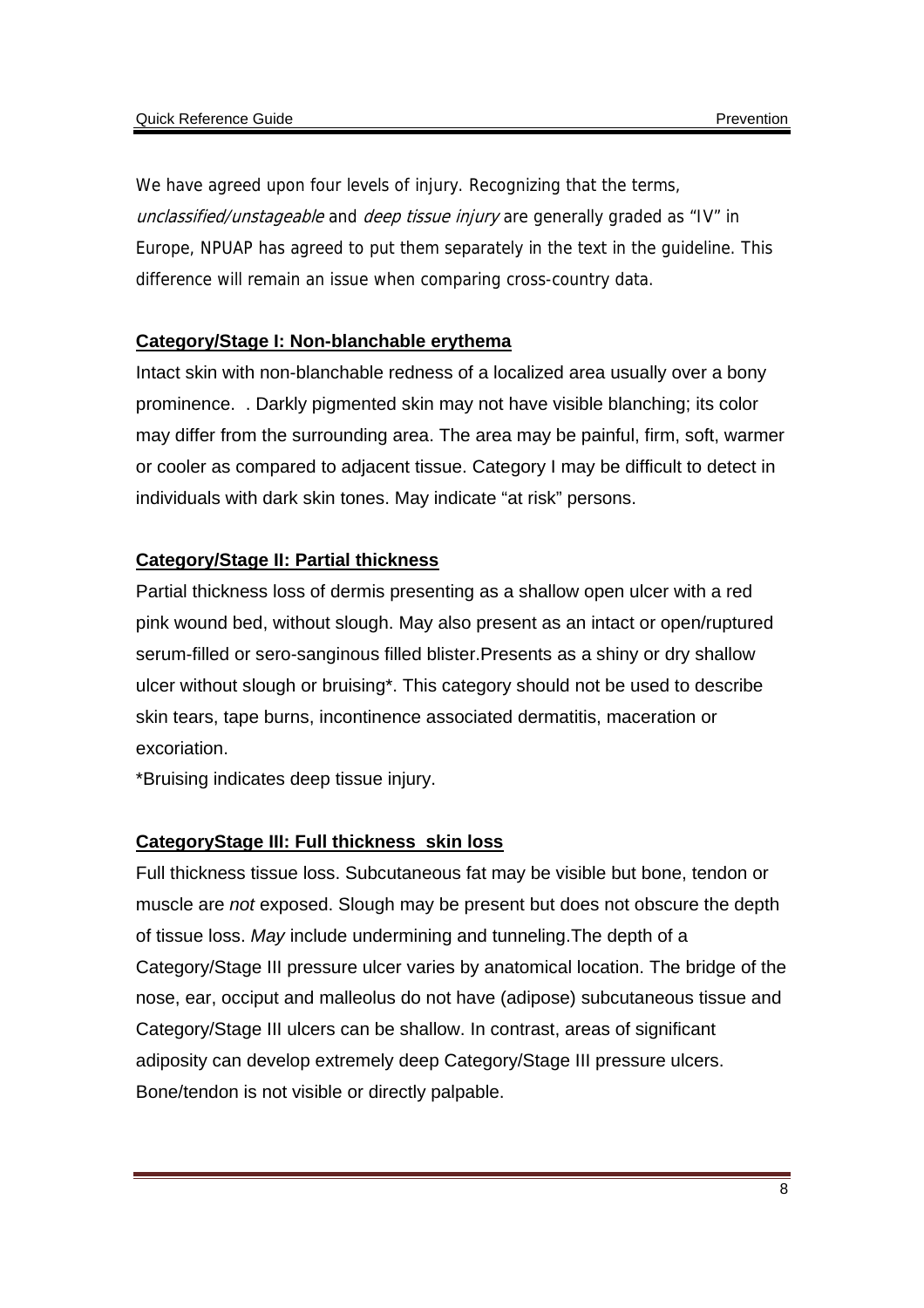We have agreed upon four levels of injury. Recognizing that the terms, *unclassified/unstageable* and *deep tissue injury* are generally graded as "IV" in Europe, NPUAP has agreed to put them separately in the text in the guideline. This difference will remain an issue when comparing cross-country data.

**Category/Stage I: Non-blanchable erythema**

Intact skin with non-blanchable redness of a localized area usually over a bony prominence. . Darkly pigmented skin may not have visible blanching; its color may differ from the surrounding area. The area may be painful, firm, soft, warmer or cooler as compared to adjacent tissue. Category I may be difficult to detect in individuals with dark skin tones. May indicate "at risk" persons.

**Category/Stage II: Partial thickness**

Partial thickness loss of dermis presenting as a shallow open ulcer with a red pink wound bed, without slough. May also present as an intact or open/ruptured serum-filled or sero-sanginous filled blister.Presents as a shiny or dry shallow ulcer without slough or bruising*. This category should not be used to describe skin tears, tape burns, incontinence associated dermatitis, maceration or excoriation.

*Bruising indicates deep tissue injury.

**CategoryStage III: Full thickness skin loss**

Full thickness tissue loss. Subcutaneous fat may be visible but bone, tendon or muscle are *not* exposed. Slough may be present but does not obscure the depth of tissue loss. *May* include undermining and tunneling.The depth of a Category/Stage III pressure ulcer varies by anatomical location. The bridge of the nose, ear, occiput and malleolus do not have (adipose) subcutaneous tissue and Category/Stage III ulcers can be shallow. In contrast, areas of significant adiposity can develop extremely deep Category/Stage III pressure ulcers. Bone/tendon is not visible or directly palpable.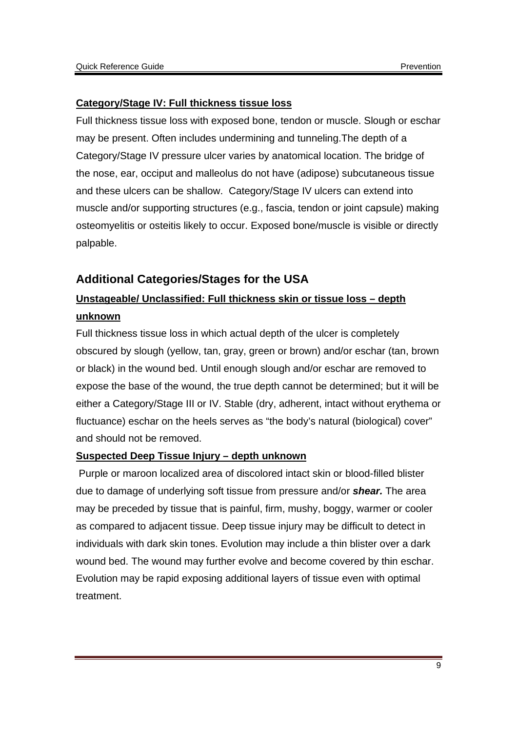**Category/Stage IV: Full thickness tissue loss**

Full thickness tissue loss with exposed bone, tendon or muscle. Slough or eschar may be present. Often includes undermining and tunneling.The depth of a Category/Stage IV pressure ulcer varies by anatomical location. The bridge of the nose, ear, occiput and malleolus do not have (adipose) subcutaneous tissue and these ulcers can be shallow. Category/Stage IV ulcers can extend into muscle and/or supporting structures (e.g., fascia, tendon or joint capsule) making osteomyelitis or osteitis likely to occur. Exposed bone/muscle is visible or directly palpable.

## Additional Categories/Stages for the USA

**Unstageable/ Unclassified: Full thickness skin or tissue loss – depth unknown**

Full thickness tissue loss in which actual depth of the ulcer is completely obscured by slough (yellow, tan, gray, green or brown) and/or eschar (tan, brown or black) in the wound bed. Until enough slough and/or eschar are removed to expose the base of the wound, the true depth cannot be determined; but it will be either a Category/Stage III or IV. Stable (dry, adherent, intact without erythema or fluctuance) eschar on the heels serves as "the body's natural (biological) cover" and should not be removed.

**Suspected Deep Tissue Injury – depth unknown**

Purple or maroon localized area of discolored intact skin or blood-filled blister due to damage of underlying soft tissue from pressure and/or ***shear.*** The area may be preceded by tissue that is painful, firm, mushy, boggy, warmer or cooler as compared to adjacent tissue. Deep tissue injury may be difficult to detect in individuals with dark skin tones. Evolution may include a thin blister over a dark wound bed. The wound may further evolve and become covered by thin eschar. Evolution may be rapid exposing additional layers of tissue even with optimal treatment.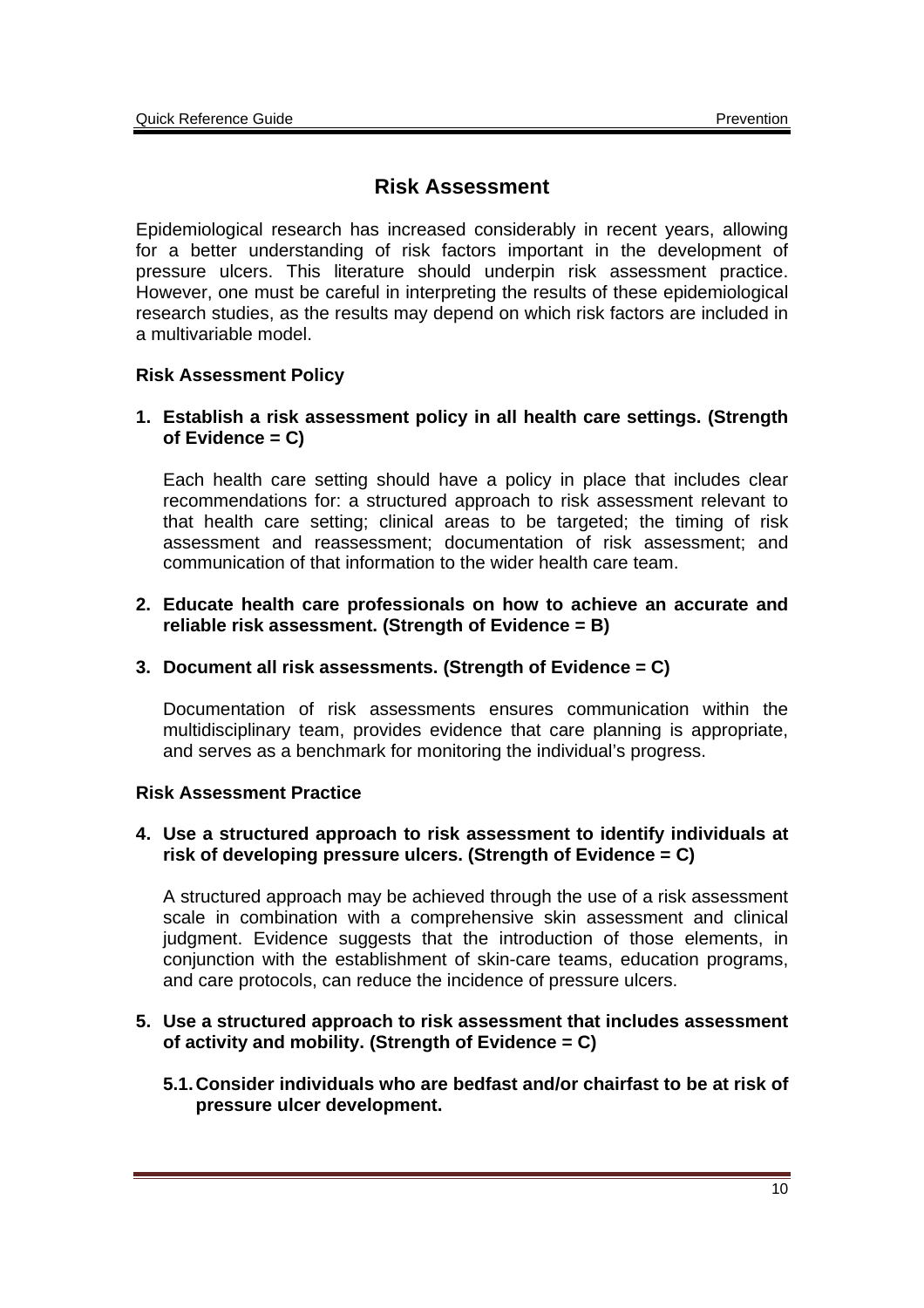# Risk Assessment

Epidemiological research has increased considerably in recent years, allowing for a better understanding of risk factors important in the development of pressure ulcers. This literature should underpin risk assessment practice. However, one must be careful in interpreting the results of these epidemiological research studies, as the results may depend on which risk factors are included in a multivariable model.

### Risk Assessment Policy

1. **Establish a risk assessment policy in all health care settings. (Strength of Evidence = C)**

   Each health care setting should have a policy in place that includes clear recommendations for: a structured approach to risk assessment relevant to that health care setting; clinical areas to be targeted; the timing of risk assessment and reassessment; documentation of risk assessment; and communication of that information to the wider health care team.

2. **Educate health care professionals on how to achieve an accurate and reliable risk assessment. (Strength of Evidence = B)**

3. **Document all risk assessments. (Strength of Evidence = C)**

   Documentation of risk assessments ensures communication within the multidisciplinary team, provides evidence that care planning is appropriate, and serves as a benchmark for monitoring the individual's progress.

### Risk Assessment Practice

4. **Use a structured approach to risk assessment to identify individuals at risk of developing pressure ulcers. (Strength of Evidence = C)**

   A structured approach may be achieved through the use of a risk assessment scale in combination with a comprehensive skin assessment and clinical judgment. Evidence suggests that the introduction of those elements, in conjunction with the establishment of skin-care teams, education programs, and care protocols, can reduce the incidence of pressure ulcers.

5. **Use a structured approach to risk assessment that includes assessment of activity and mobility. (Strength of Evidence = C)**

   **5.1. Consider individuals who are bedfast and/or chairfast to be at risk of pressure ulcer development.**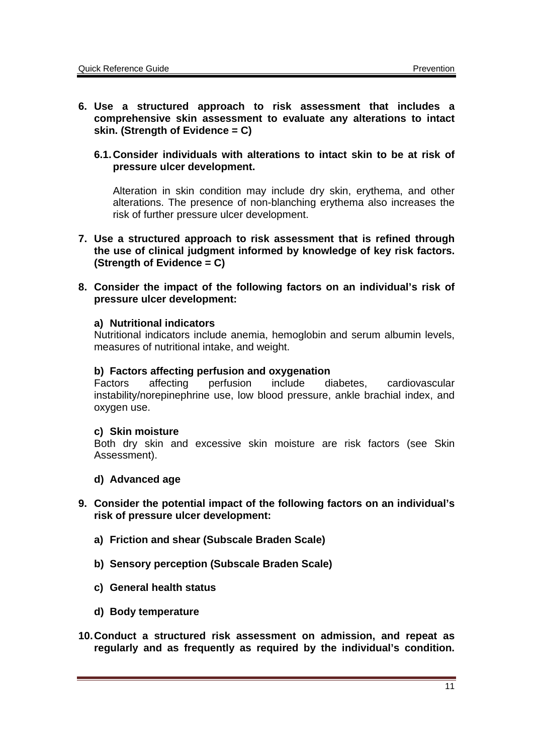6. **Use a structured approach to risk assessment that includes a comprehensive skin assessment to evaluate any alterations to intact skin. (Strength of Evidence = C)**

   6.1. **Consider individuals with alterations to intact skin to be at risk of pressure ulcer development.**

   Alteration in skin condition may include dry skin, erythema, and other alterations. The presence of non-blanching erythema also increases the risk of further pressure ulcer development.

7. **Use a structured approach to risk assessment that is refined through the use of clinical judgment informed by knowledge of key risk factors. (Strength of Evidence = C)**

8. **Consider the impact of the following factors on an individual's risk of pressure ulcer development:**

   **a) Nutritional indicators**
   Nutritional indicators include anemia, hemoglobin and serum albumin levels, measures of nutritional intake, and weight.

   **b) Factors affecting perfusion and oxygenation**
   Factors affecting perfusion include diabetes, cardiovascular instability/norepinephrine use, low blood pressure, ankle brachial index, and oxygen use.

   **c) Skin moisture**
   Both dry skin and excessive skin moisture are risk factors (see Skin Assessment).

   **d) Advanced age**

9. **Consider the potential impact of the following factors on an individual's risk of pressure ulcer development:**

   **a) Friction and shear (Subscale Braden Scale)**

   **b) Sensory perception (Subscale Braden Scale)**

   **c) General health status**

   **d) Body temperature**

10. **Conduct a structured risk assessment on admission, and repeat as regularly and as frequently as required by the individual's condition.**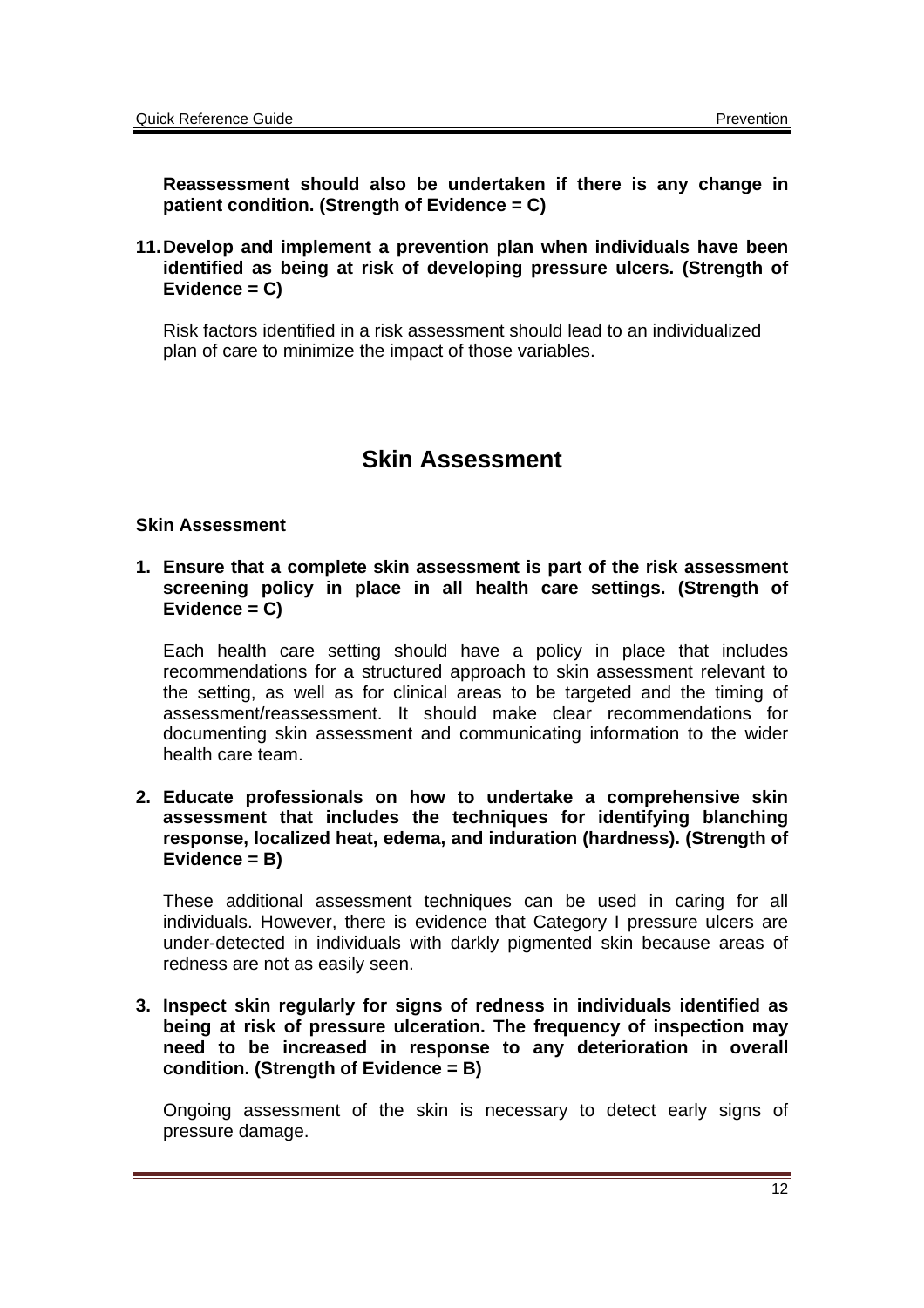**Reassessment should also be undertaken if there is any change in patient condition. (Strength of Evidence = C)**

11. **Develop and implement a prevention plan when individuals have been identified as being at risk of developing pressure ulcers. (Strength of Evidence = C)**

    Risk factors identified in a risk assessment should lead to an individualized plan of care to minimize the impact of those variables.

# Skin Assessment

### Skin Assessment

1. **Ensure that a complete skin assessment is part of the risk assessment screening policy in place in all health care settings. (Strength of Evidence = C)**

   Each health care setting should have a policy in place that includes recommendations for a structured approach to skin assessment relevant to the setting, as well as for clinical areas to be targeted and the timing of assessment/reassessment. It should make clear recommendations for documenting skin assessment and communicating information to the wider health care team.

2. **Educate professionals on how to undertake a comprehensive skin assessment that includes the techniques for identifying blanching response, localized heat, edema, and induration (hardness). (Strength of Evidence = B)**

   These additional assessment techniques can be used in caring for all individuals. However, there is evidence that Category I pressure ulcers are under-detected in individuals with darkly pigmented skin because areas of redness are not as easily seen.

3. **Inspect skin regularly for signs of redness in individuals identified as being at risk of pressure ulceration. The frequency of inspection may need to be increased in response to any deterioration in overall condition. (Strength of Evidence = B)**

   Ongoing assessment of the skin is necessary to detect early signs of pressure damage.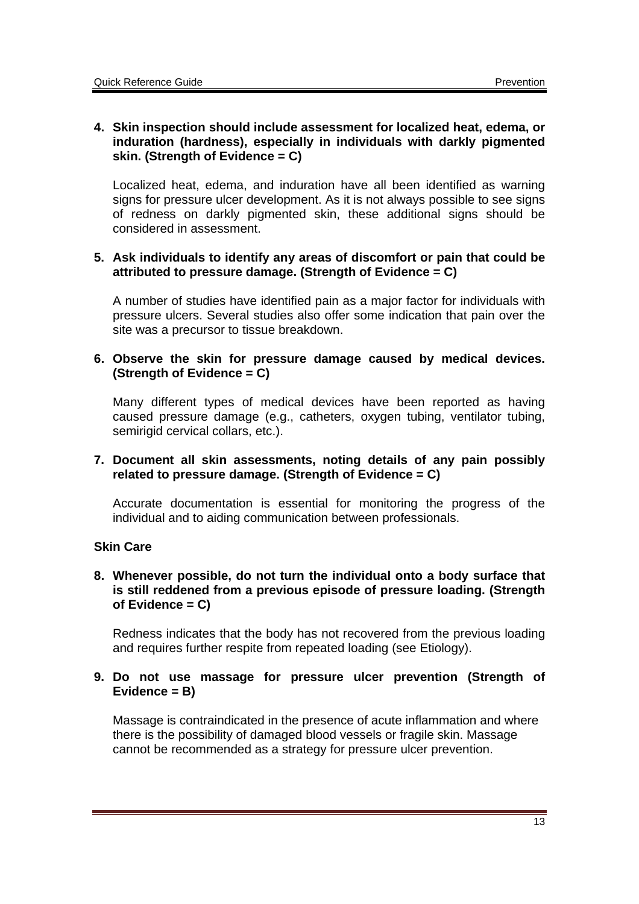4. **Skin inspection should include assessment for localized heat, edema, or induration (hardness), especially in individuals with darkly pigmented skin. (Strength of Evidence = C)**

   Localized heat, edema, and induration have all been identified as warning signs for pressure ulcer development. As it is not always possible to see signs of redness on darkly pigmented skin, these additional signs should be considered in assessment.

5. **Ask individuals to identify any areas of discomfort or pain that could be attributed to pressure damage. (Strength of Evidence = C)**

   A number of studies have identified pain as a major factor for individuals with pressure ulcers. Several studies also offer some indication that pain over the site was a precursor to tissue breakdown.

6. **Observe the skin for pressure damage caused by medical devices. (Strength of Evidence = C)**

   Many different types of medical devices have been reported as having caused pressure damage (e.g., catheters, oxygen tubing, ventilator tubing, semirigid cervical collars, etc.).

7. **Document all skin assessments, noting details of any pain possibly related to pressure damage. (Strength of Evidence = C)**

   Accurate documentation is essential for monitoring the progress of the individual and to aiding communication between professionals.

**Skin Care**

8. **Whenever possible, do not turn the individual onto a body surface that is still reddened from a previous episode of pressure loading. (Strength of Evidence = C)**

   Redness indicates that the body has not recovered from the previous loading and requires further respite from repeated loading (see Etiology).

9. **Do not use massage for pressure ulcer prevention (Strength of Evidence = B)**

   Massage is contraindicated in the presence of acute inflammation and where there is the possibility of damaged blood vessels or fragile skin. Massage cannot be recommended as a strategy for pressure ulcer prevention.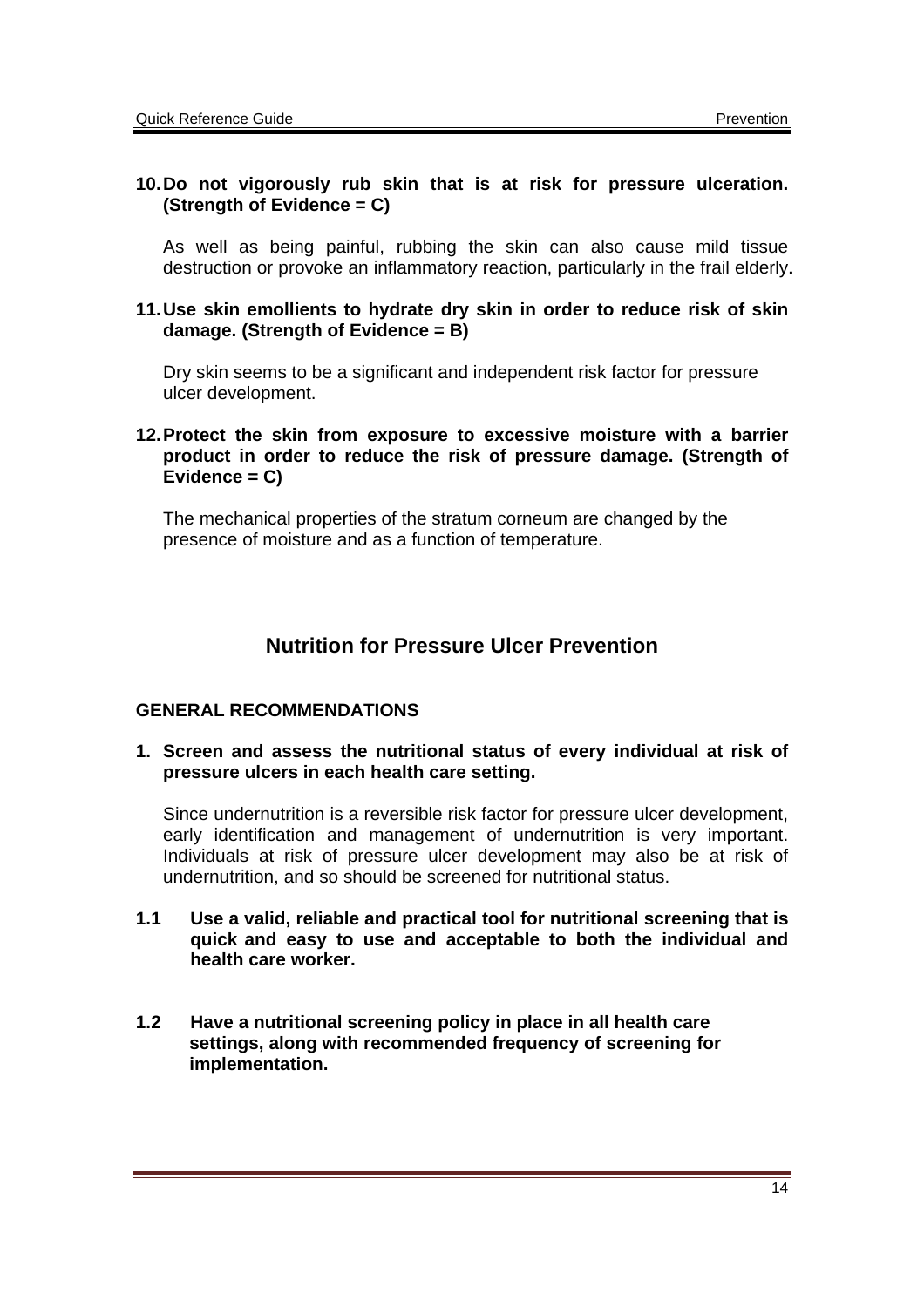**10. Do not vigorously rub skin that is at risk for pressure ulceration. (Strength of Evidence = C)**

As well as being painful, rubbing the skin can also cause mild tissue destruction or provoke an inflammatory reaction, particularly in the frail elderly.

**11. Use skin emollients to hydrate dry skin in order to reduce risk of skin damage. (Strength of Evidence = B)**

Dry skin seems to be a significant and independent risk factor for pressure ulcer development.

**12. Protect the skin from exposure to excessive moisture with a barrier product in order to reduce the risk of pressure damage. (Strength of Evidence = C)**

The mechanical properties of the stratum corneum are changed by the presence of moisture and as a function of temperature.

## Nutrition for Pressure Ulcer Prevention

### GENERAL RECOMMENDATIONS

**1. Screen and assess the nutritional status of every individual at risk of pressure ulcers in each health care setting.**

Since undernutrition is a reversible risk factor for pressure ulcer development, early identification and management of undernutrition is very important. Individuals at risk of pressure ulcer development may also be at risk of undernutrition, and so should be screened for nutritional status.

**1.1 Use a valid, reliable and practical tool for nutritional screening that is quick and easy to use and acceptable to both the individual and health care worker.**

**1.2 Have a nutritional screening policy in place in all health care settings, along with recommended frequency of screening for implementation.**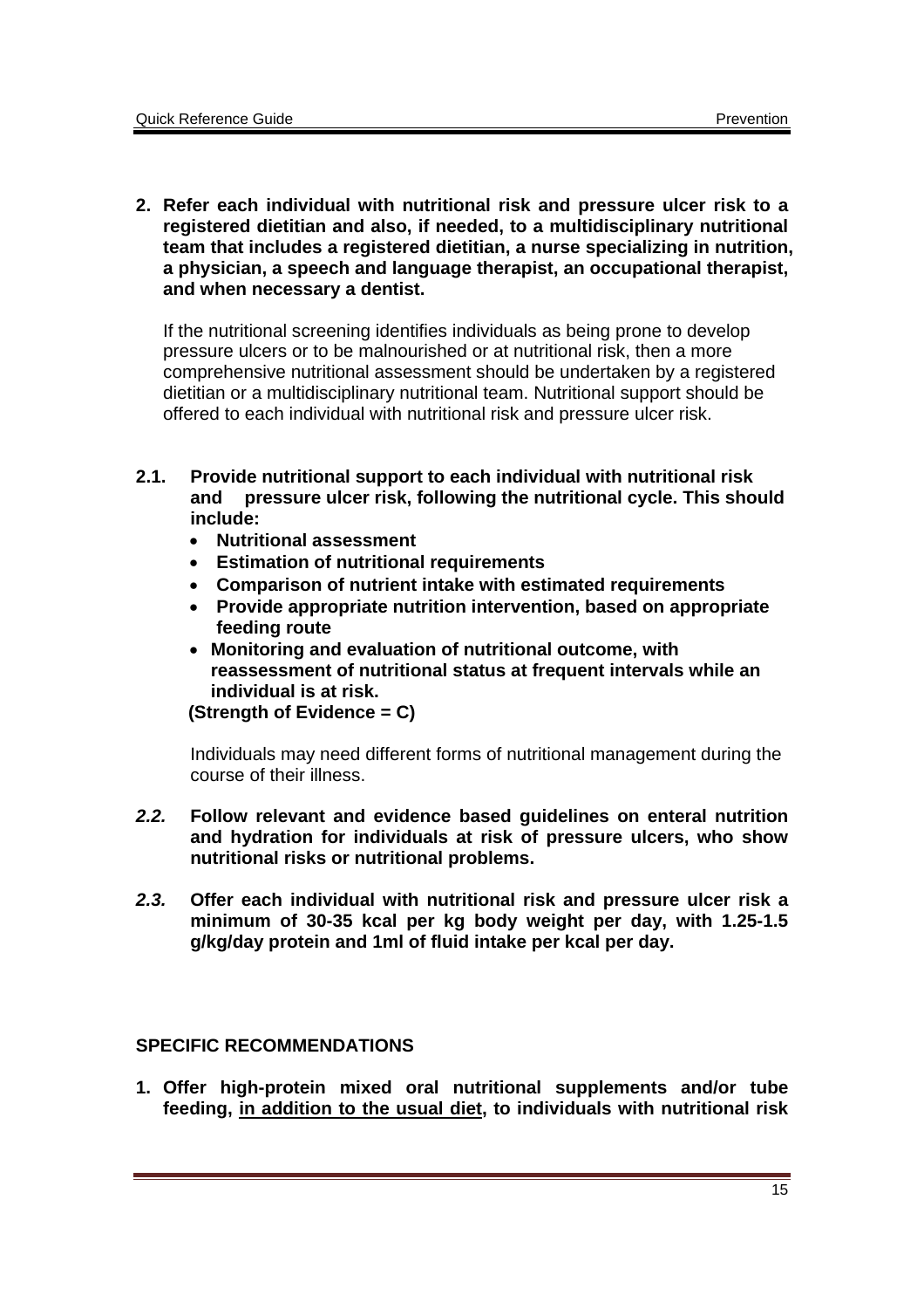**2. Refer each individual with nutritional risk and pressure ulcer risk to a registered dietitian and also, if needed, to a multidisciplinary nutritional team that includes a registered dietitian, a nurse specializing in nutrition, a physician, a speech and language therapist, an occupational therapist, and when necessary a dentist.**

If the nutritional screening identifies individuals as being prone to develop pressure ulcers or to be malnourished or at nutritional risk, then a more comprehensive nutritional assessment should be undertaken by a registered dietitian or a multidisciplinary nutritional team. Nutritional support should be offered to each individual with nutritional risk and pressure ulcer risk.

**2.1. Provide nutritional support to each individual with nutritional risk and pressure ulcer risk, following the nutritional cycle. This should include:**

- **Nutritional assessment**
- **Estimation of nutritional requirements**
- **Comparison of nutrient intake with estimated requirements**
- **Provide appropriate nutrition intervention, based on appropriate feeding route**
- **Monitoring and evaluation of nutritional outcome, with reassessment of nutritional status at frequent intervals while an individual is at risk.**

**(Strength of Evidence = C)**

Individuals may need different forms of nutritional management during the course of their illness.

***2.2.*** **Follow relevant and evidence based guidelines on enteral nutrition and hydration for individuals at risk of pressure ulcers, who show nutritional risks or nutritional problems.**

***2.3.*** **Offer each individual with nutritional risk and pressure ulcer risk a minimum of 30-35 kcal per kg body weight per day, with 1.25-1.5 g/kg/day protein and 1ml of fluid intake per kcal per day.**

**SPECIFIC RECOMMENDATIONS**

**1. Offer high-protein mixed oral nutritional supplements and/or tube feeding, <u>in addition to the usual diet</u>, to individuals with nutritional risk**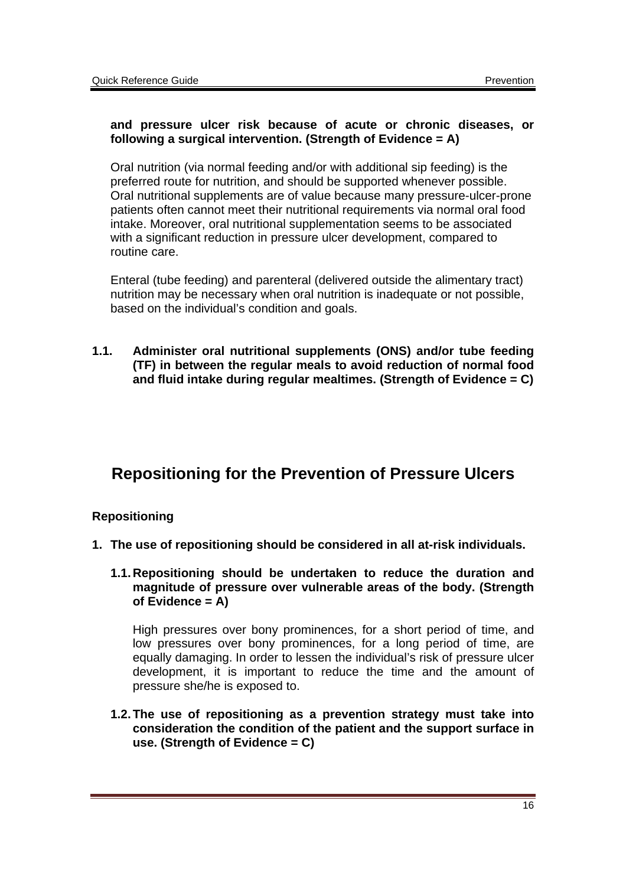**and pressure ulcer risk because of acute or chronic diseases, or following a surgical intervention. (Strength of Evidence = A)**

Oral nutrition (via normal feeding and/or with additional sip feeding) is the preferred route for nutrition, and should be supported whenever possible. Oral nutritional supplements are of value because many pressure-ulcer-prone patients often cannot meet their nutritional requirements via normal oral food intake. Moreover, oral nutritional supplementation seems to be associated with a significant reduction in pressure ulcer development, compared to routine care.

Enteral (tube feeding) and parenteral (delivered outside the alimentary tract) nutrition may be necessary when oral nutrition is inadequate or not possible, based on the individual's condition and goals.

**1.1. Administer oral nutritional supplements (ONS) and/or tube feeding (TF) in between the regular meals to avoid reduction of normal food and fluid intake during regular mealtimes. (Strength of Evidence = C)**

## Repositioning for the Prevention of Pressure Ulcers

### Repositioning

**1. The use of repositioning should be considered in all at-risk individuals.**

**1.1. Repositioning should be undertaken to reduce the duration and magnitude of pressure over vulnerable areas of the body. (Strength of Evidence = A)**

High pressures over bony prominences, for a short period of time, and low pressures over bony prominences, for a long period of time, are equally damaging. In order to lessen the individual's risk of pressure ulcer development, it is important to reduce the time and the amount of pressure she/he is exposed to.

**1.2. The use of repositioning as a prevention strategy must take into consideration the condition of the patient and the support surface in use. (Strength of Evidence = C)**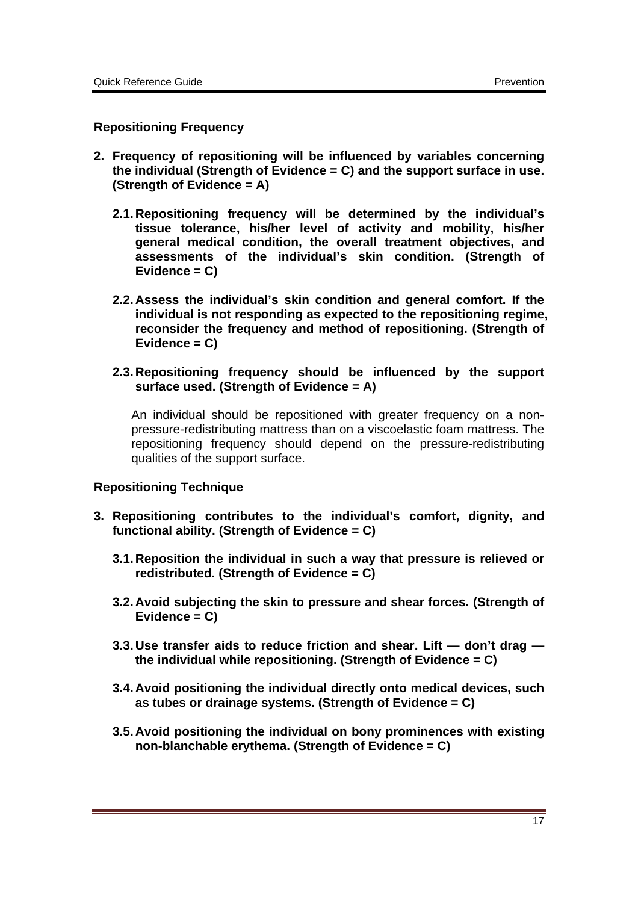### Repositioning Frequency

2. **Frequency of repositioning will be influenced by variables concerning the individual (Strength of Evidence = C) and the support surface in use. (Strength of Evidence = A)**

   2.1. **Repositioning frequency will be determined by the individual's tissue tolerance, his/her level of activity and mobility, his/her general medical condition, the overall treatment objectives, and assessments of the individual's skin condition. (Strength of Evidence = C)**

   2.2. **Assess the individual's skin condition and general comfort. If the individual is not responding as expected to the repositioning regime, reconsider the frequency and method of repositioning. (Strength of Evidence = C)**

   2.3. **Repositioning frequency should be influenced by the support surface used. (Strength of Evidence = A)**

   An individual should be repositioned with greater frequency on a non-pressure-redistributing mattress than on a viscoelastic foam mattress. The repositioning frequency should depend on the pressure-redistributing qualities of the support surface.

### Repositioning Technique

3. **Repositioning contributes to the individual's comfort, dignity, and functional ability. (Strength of Evidence = C)**

   3.1. **Reposition the individual in such a way that pressure is relieved or redistributed. (Strength of Evidence = C)**

   3.2. **Avoid subjecting the skin to pressure and shear forces. (Strength of Evidence = C)**

   3.3. **Use transfer aids to reduce friction and shear. Lift — don't drag — the individual while repositioning. (Strength of Evidence = C)**

   3.4. **Avoid positioning the individual directly onto medical devices, such as tubes or drainage systems. (Strength of Evidence = C)**

   3.5. **Avoid positioning the individual on bony prominences with existing non-blanchable erythema. (Strength of Evidence = C)**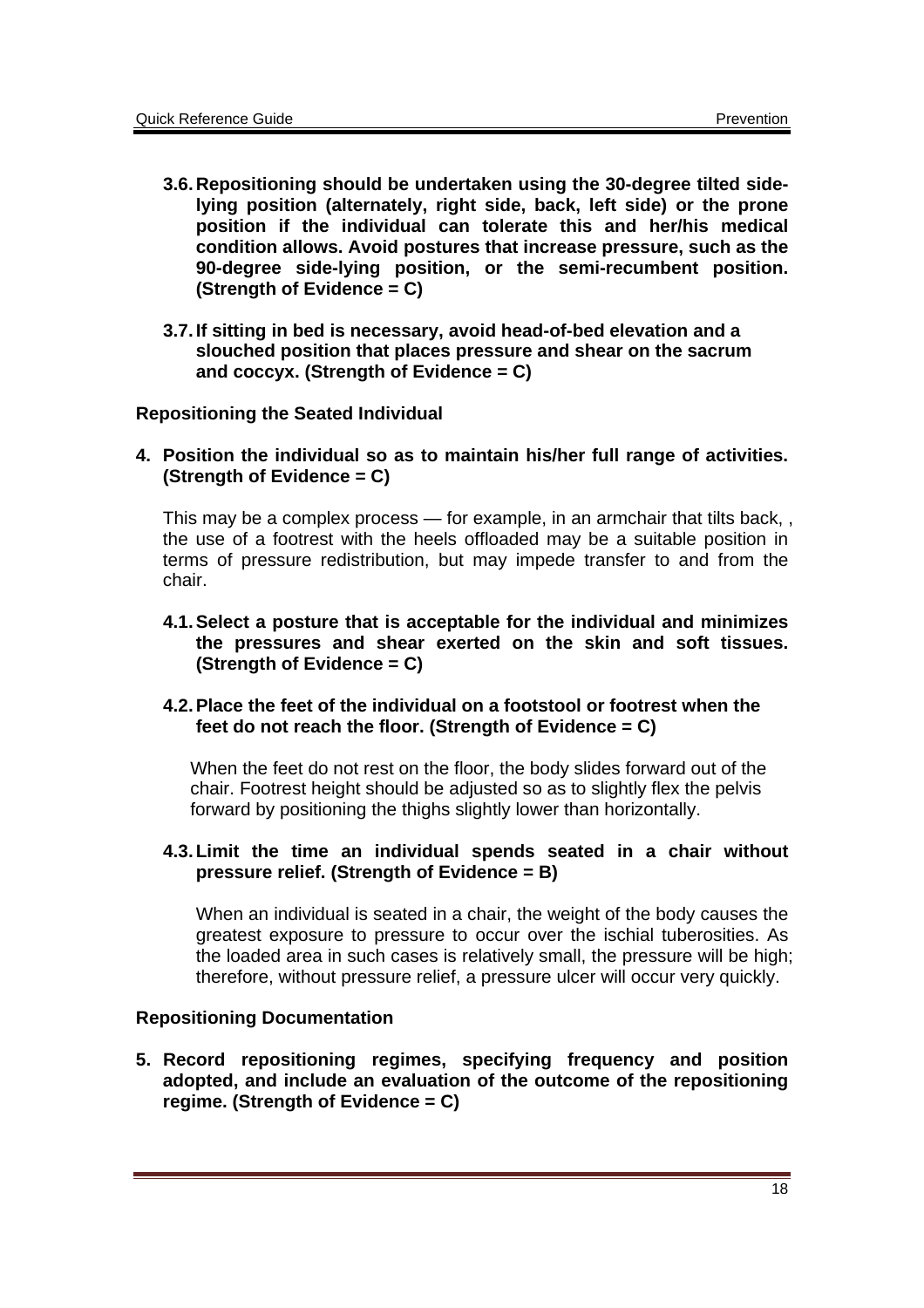**3.6. Repositioning should be undertaken using the 30-degree tilted side-lying position (alternately, right side, back, left side) or the prone position if the individual can tolerate this and her/his medical condition allows. Avoid postures that increase pressure, such as the 90-degree side-lying position, or the semi-recumbent position. (Strength of Evidence = C)**

**3.7. If sitting in bed is necessary, avoid head-of-bed elevation and a slouched position that places pressure and shear on the sacrum and coccyx. (Strength of Evidence = C)**

### Repositioning the Seated Individual

**4. Position the individual so as to maintain his/her full range of activities. (Strength of Evidence = C)**

This may be a complex process — for example, in an armchair that tilts back, , the use of a footrest with the heels offloaded may be a suitable position in terms of pressure redistribution, but may impede transfer to and from the chair.

**4.1. Select a posture that is acceptable for the individual and minimizes the pressures and shear exerted on the skin and soft tissues. (Strength of Evidence = C)**

**4.2. Place the feet of the individual on a footstool or footrest when the feet do not reach the floor. (Strength of Evidence = C)**

When the feet do not rest on the floor, the body slides forward out of the chair. Footrest height should be adjusted so as to slightly flex the pelvis forward by positioning the thighs slightly lower than horizontally.

**4.3. Limit the time an individual spends seated in a chair without pressure relief. (Strength of Evidence = B)**

When an individual is seated in a chair, the weight of the body causes the greatest exposure to pressure to occur over the ischial tuberosities. As the loaded area in such cases is relatively small, the pressure will be high; therefore, without pressure relief, a pressure ulcer will occur very quickly.

### Repositioning Documentation

**5. Record repositioning regimes, specifying frequency and position adopted, and include an evaluation of the outcome of the repositioning regime. (Strength of Evidence = C)**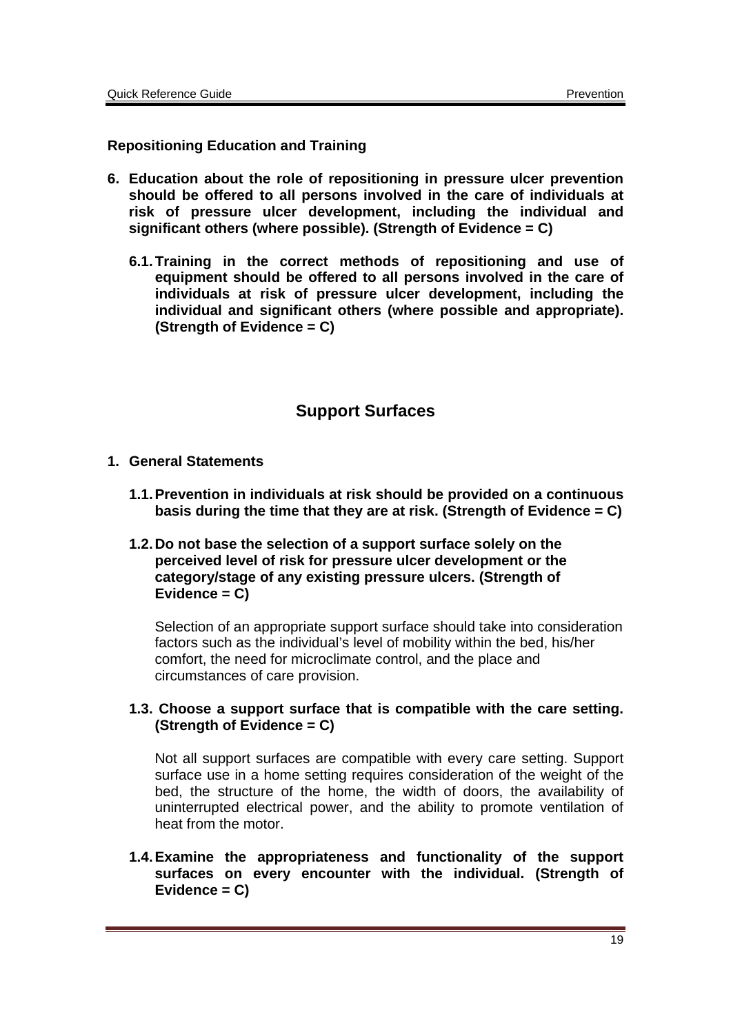### Repositioning Education and Training

6. **Education about the role of repositioning in pressure ulcer prevention should be offered to all persons involved in the care of individuals at risk of pressure ulcer development, including the individual and significant others (where possible). (Strength of Evidence = C)**

   6.1. **Training in the correct methods of repositioning and use of equipment should be offered to all persons involved in the care of individuals at risk of pressure ulcer development, including the individual and significant others (where possible and appropriate). (Strength of Evidence = C)**

## Support Surfaces

1. **General Statements**

   1.1. **Prevention in individuals at risk should be provided on a continuous basis during the time that they are at risk. (Strength of Evidence = C)**

   1.2. **Do not base the selection of a support surface solely on the perceived level of risk for pressure ulcer development or the category/stage of any existing pressure ulcers. (Strength of Evidence = C)**

   Selection of an appropriate support surface should take into consideration factors such as the individual's level of mobility within the bed, his/her comfort, the need for microclimate control, and the place and circumstances of care provision.

   1.3. **Choose a support surface that is compatible with the care setting. (Strength of Evidence = C)**

   Not all support surfaces are compatible with every care setting. Support surface use in a home setting requires consideration of the weight of the bed, the structure of the home, the width of doors, the availability of uninterrupted electrical power, and the ability to promote ventilation of heat from the motor.

   1.4. **Examine the appropriateness and functionality of the support surfaces on every encounter with the individual. (Strength of Evidence = C)**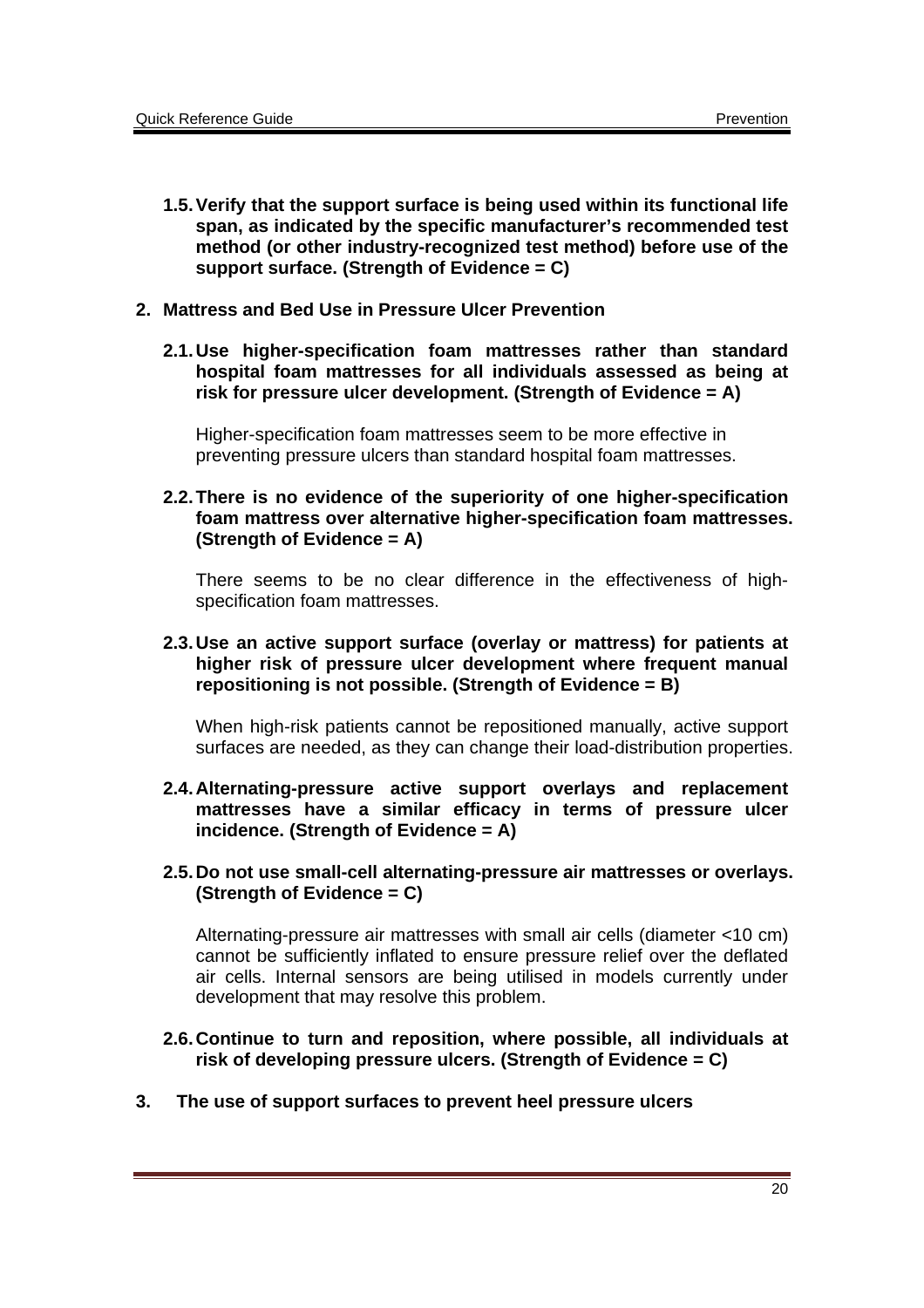**1.5. Verify that the support surface is being used within its functional life span, as indicated by the specific manufacturer's recommended test method (or other industry-recognized test method) before use of the support surface. (Strength of Evidence = C)**

## 2. Mattress and Bed Use in Pressure Ulcer Prevention

**2.1. Use higher-specification foam mattresses rather than standard hospital foam mattresses for all individuals assessed as being at risk for pressure ulcer development. (Strength of Evidence = A)**

Higher-specification foam mattresses seem to be more effective in preventing pressure ulcers than standard hospital foam mattresses.

**2.2. There is no evidence of the superiority of one higher-specification foam mattress over alternative higher-specification foam mattresses. (Strength of Evidence = A)**

There seems to be no clear difference in the effectiveness of high-specification foam mattresses.

**2.3. Use an active support surface (overlay or mattress) for patients at higher risk of pressure ulcer development where frequent manual repositioning is not possible. (Strength of Evidence = B)**

When high-risk patients cannot be repositioned manually, active support surfaces are needed, as they can change their load-distribution properties.

**2.4. Alternating-pressure active support overlays and replacement mattresses have a similar efficacy in terms of pressure ulcer incidence. (Strength of Evidence = A)**

**2.5. Do not use small-cell alternating-pressure air mattresses or overlays. (Strength of Evidence = C)**

Alternating-pressure air mattresses with small air cells (diameter <10 cm) cannot be sufficiently inflated to ensure pressure relief over the deflated air cells. Internal sensors are being utilised in models currently under development that may resolve this problem.

**2.6. Continue to turn and reposition, where possible, all individuals at risk of developing pressure ulcers. (Strength of Evidence = C)**

## 3. The use of support surfaces to prevent heel pressure ulcers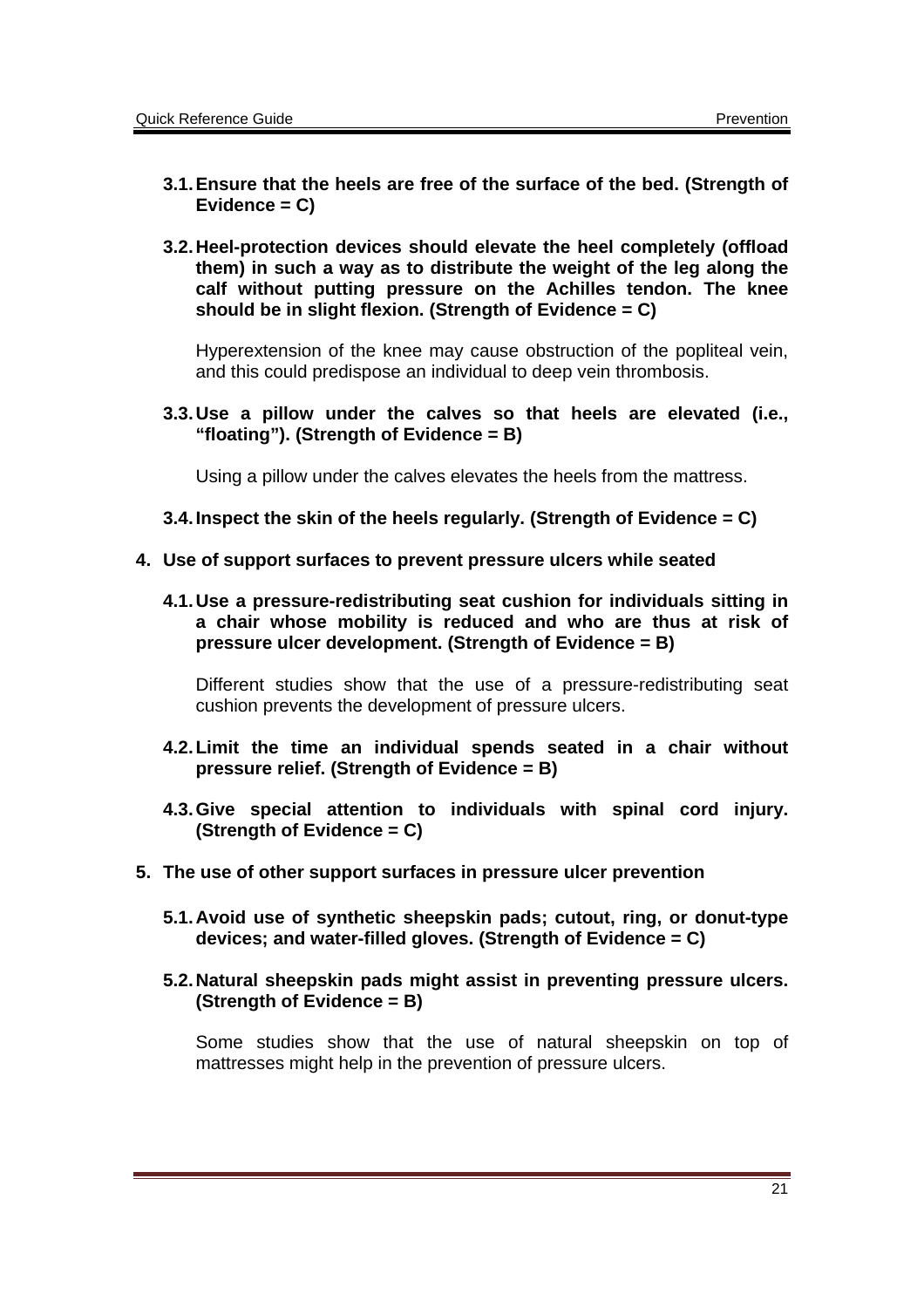**3.1. Ensure that the heels are free of the surface of the bed. (Strength of Evidence = C)**

**3.2. Heel-protection devices should elevate the heel completely (offload them) in such a way as to distribute the weight of the leg along the calf without putting pressure on the Achilles tendon. The knee should be in slight flexion. (Strength of Evidence = C)**

Hyperextension of the knee may cause obstruction of the popliteal vein, and this could predispose an individual to deep vein thrombosis.

**3.3. Use a pillow under the calves so that heels are elevated (i.e., "floating"). (Strength of Evidence = B)**

Using a pillow under the calves elevates the heels from the mattress.

**3.4. Inspect the skin of the heels regularly. (Strength of Evidence = C)**

**4. Use of support surfaces to prevent pressure ulcers while seated**

**4.1. Use a pressure-redistributing seat cushion for individuals sitting in a chair whose mobility is reduced and who are thus at risk of pressure ulcer development. (Strength of Evidence = B)**

Different studies show that the use of a pressure-redistributing seat cushion prevents the development of pressure ulcers.

**4.2. Limit the time an individual spends seated in a chair without pressure relief. (Strength of Evidence = B)**

**4.3. Give special attention to individuals with spinal cord injury. (Strength of Evidence = C)**

**5. The use of other support surfaces in pressure ulcer prevention**

**5.1. Avoid use of synthetic sheepskin pads; cutout, ring, or donut-type devices; and water-filled gloves. (Strength of Evidence = C)**

**5.2. Natural sheepskin pads might assist in preventing pressure ulcers. (Strength of Evidence = B)**

Some studies show that the use of natural sheepskin on top of mattresses might help in the prevention of pressure ulcers.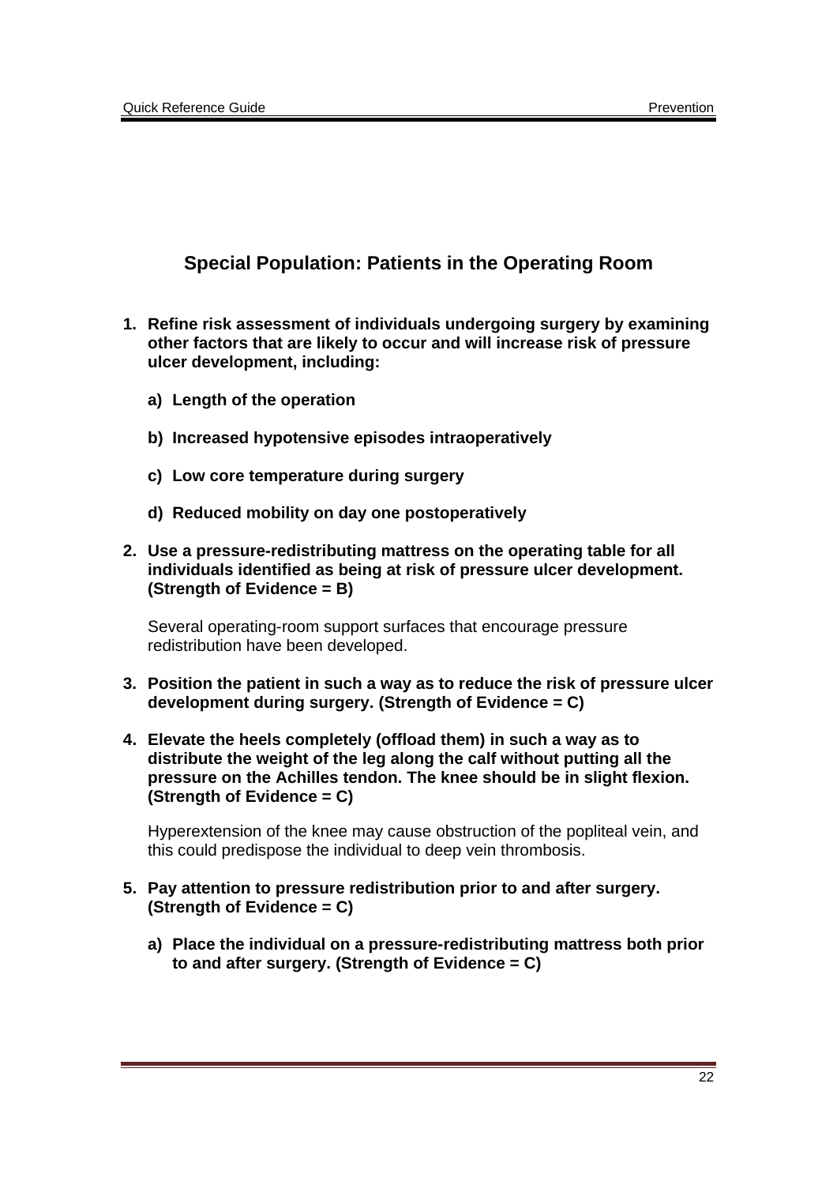## Special Population: Patients in the Operating Room

1. **Refine risk assessment of individuals undergoing surgery by examining other factors that are likely to occur and will increase risk of pressure ulcer development, including:**

   a) **Length of the operation**

   b) **Increased hypotensive episodes intraoperatively**

   c) **Low core temperature during surgery**

   d) **Reduced mobility on day one postoperatively**

2. **Use a pressure-redistributing mattress on the operating table for all individuals identified as being at risk of pressure ulcer development. (Strength of Evidence = B)**

   Several operating-room support surfaces that encourage pressure redistribution have been developed.

3. **Position the patient in such a way as to reduce the risk of pressure ulcer development during surgery. (Strength of Evidence = C)**

4. **Elevate the heels completely (offload them) in such a way as to distribute the weight of the leg along the calf without putting all the pressure on the Achilles tendon. The knee should be in slight flexion. (Strength of Evidence = C)**

   Hyperextension of the knee may cause obstruction of the popliteal vein, and this could predispose the individual to deep vein thrombosis.

5. **Pay attention to pressure redistribution prior to and after surgery. (Strength of Evidence = C)**

   a) **Place the individual on a pressure-redistributing mattress both prior to and after surgery. (Strength of Evidence = C)**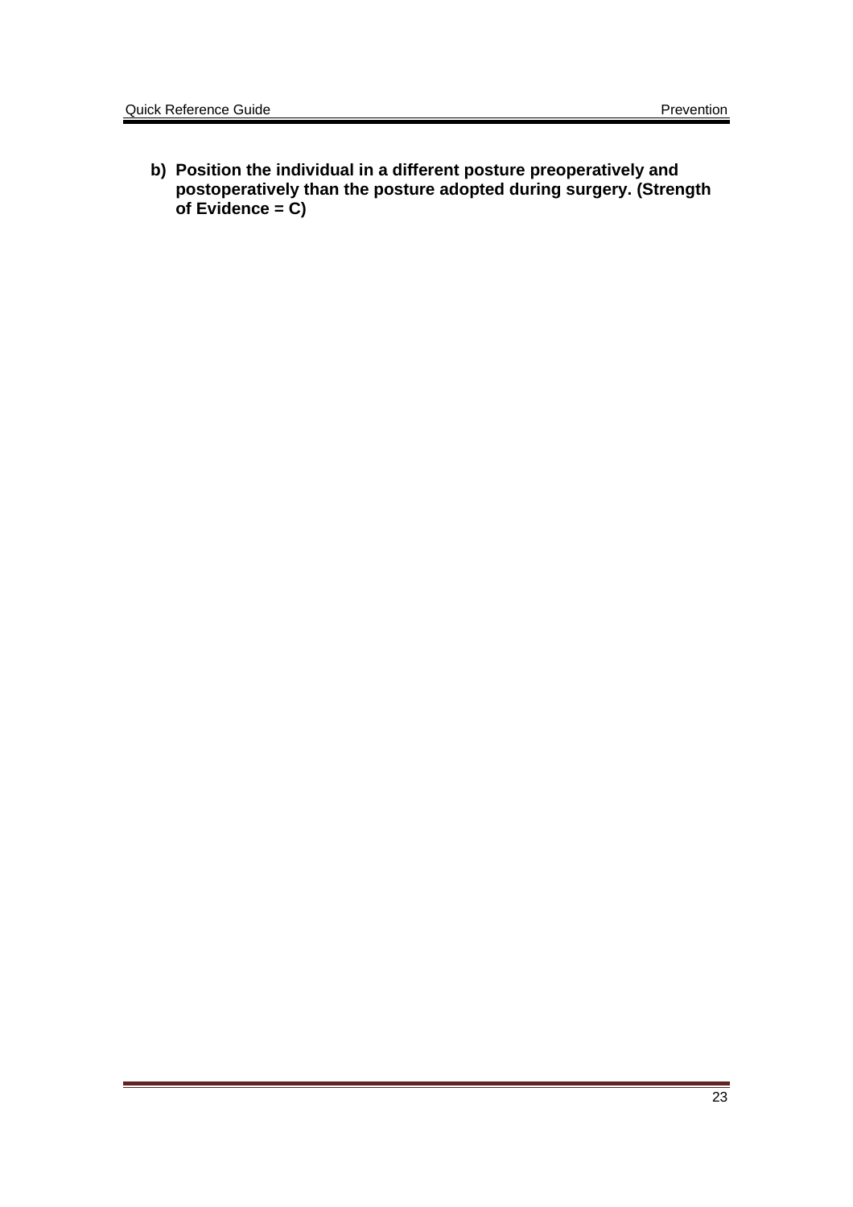**b) Position the individual in a different posture preoperatively and postoperatively than the posture adopted during surgery. (Strength of Evidence = C)**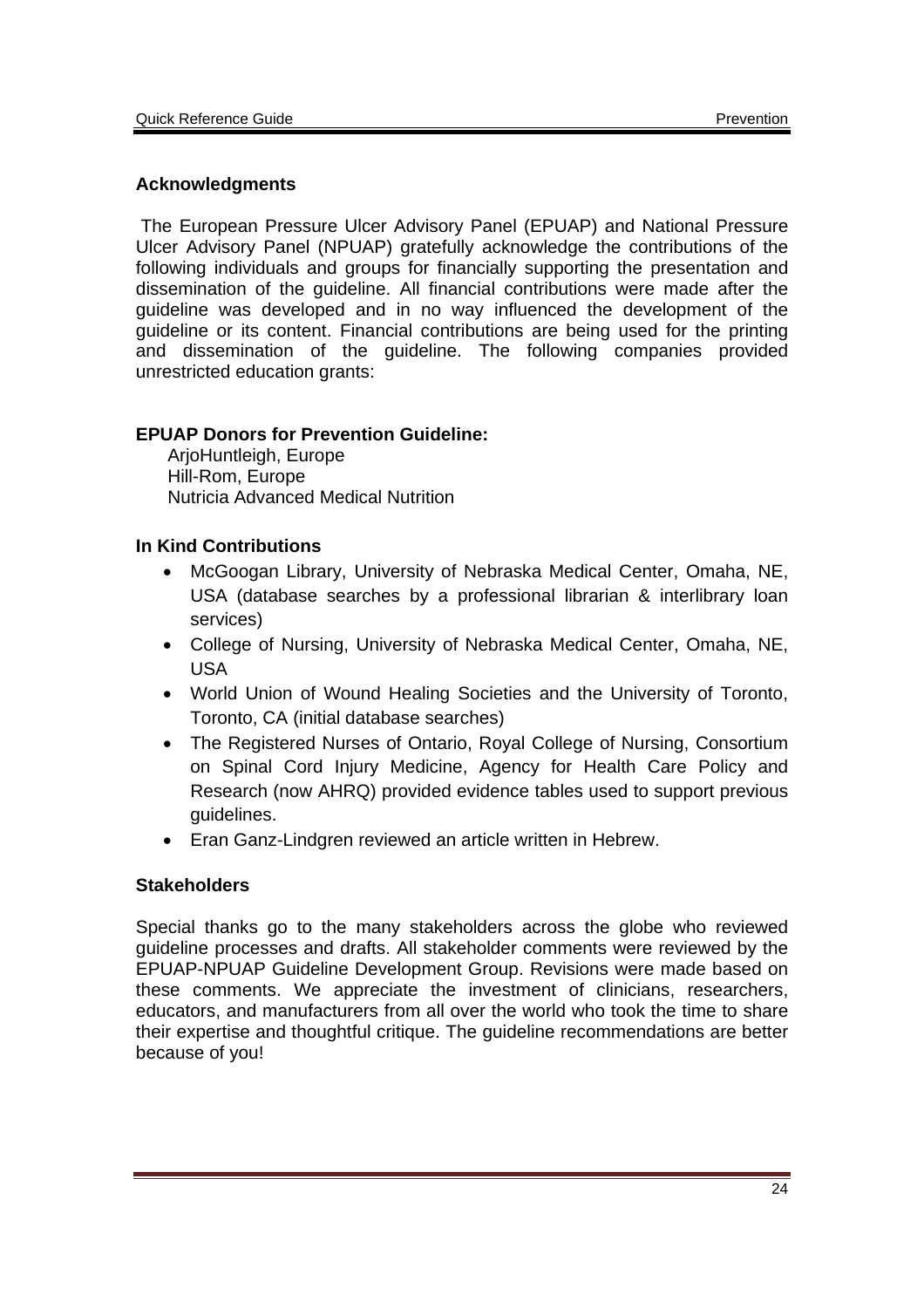## Acknowledgments

The European Pressure Ulcer Advisory Panel (EPUAP) and National Pressure Ulcer Advisory Panel (NPUAP) gratefully acknowledge the contributions of the following individuals and groups for financially supporting the presentation and dissemination of the guideline. All financial contributions were made after the guideline was developed and in no way influenced the development of the guideline or its content. Financial contributions are being used for the printing and dissemination of the guideline. The following companies provided unrestricted education grants:

**EPUAP Donors for Prevention Guideline:**

ArjoHuntleigh, Europe
Hill-Rom, Europe
Nutricia Advanced Medical Nutrition

**In Kind Contributions**

- McGoogan Library, University of Nebraska Medical Center, Omaha, NE, USA (database searches by a professional librarian & interlibrary loan services)
- College of Nursing, University of Nebraska Medical Center, Omaha, NE, USA
- World Union of Wound Healing Societies and the University of Toronto, Toronto, CA (initial database searches)
- The Registered Nurses of Ontario, Royal College of Nursing, Consortium on Spinal Cord Injury Medicine, Agency for Health Care Policy and Research (now AHRQ) provided evidence tables used to support previous guidelines.
- Eran Ganz-Lindgren reviewed an article written in Hebrew.

**Stakeholders**

Special thanks go to the many stakeholders across the globe who reviewed guideline processes and drafts. All stakeholder comments were reviewed by the EPUAP-NPUAP Guideline Development Group. Revisions were made based on these comments. We appreciate the investment of clinicians, researchers, educators, and manufacturers from all over the world who took the time to share their expertise and thoughtful critique. The guideline recommendations are better because of you!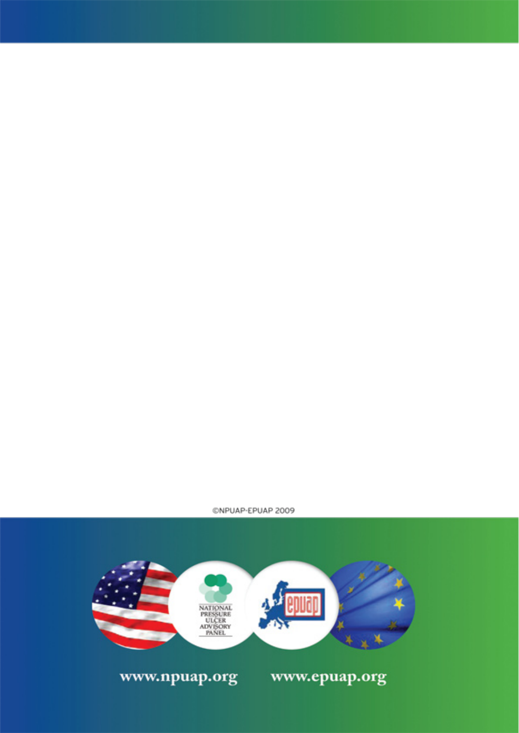©NPUAP-EPUAP 2009

NATIONAL PRESSURE ULCER ADVISORY PANEL

epuap

www.npuap.org www.epuap.org